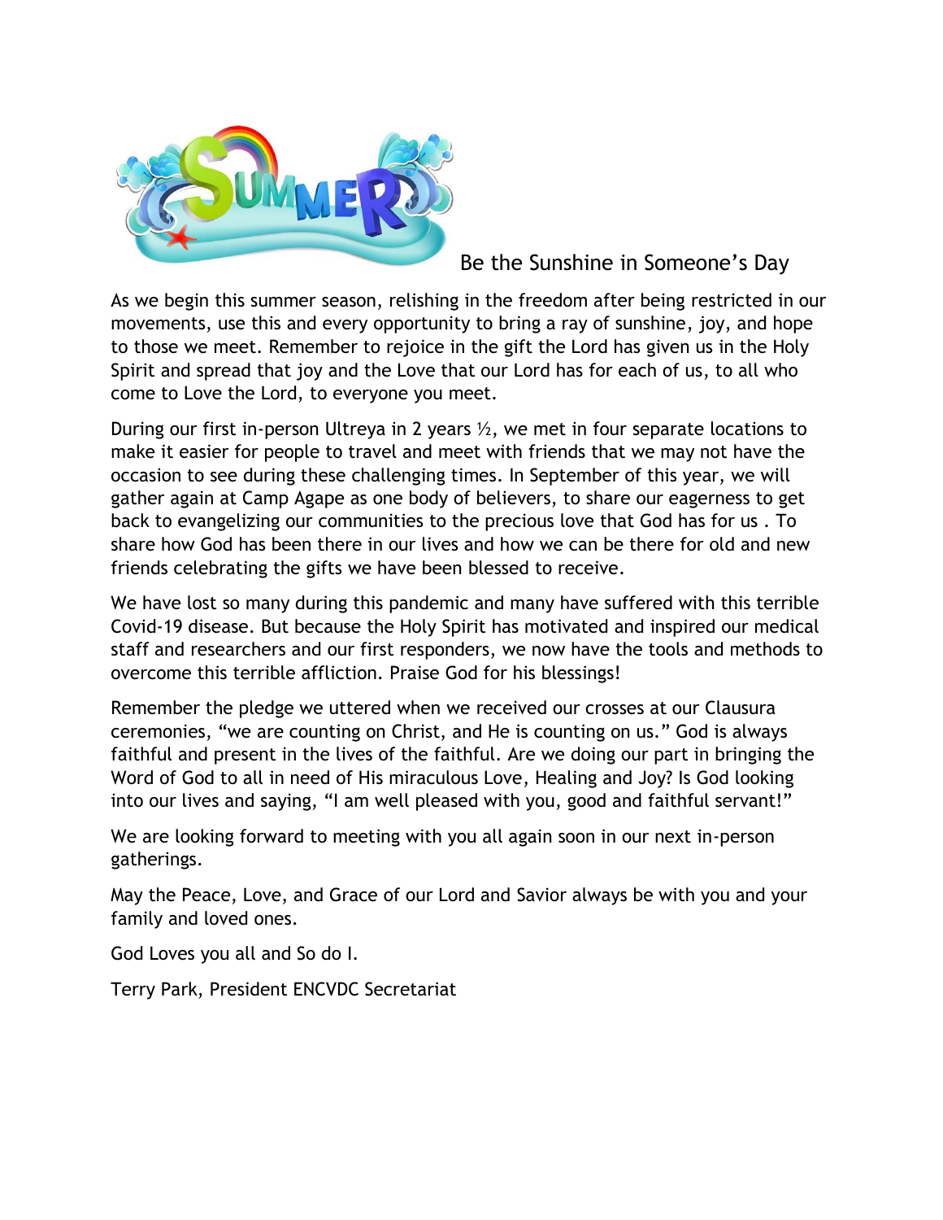## Be the Sunshine in Someone's Day

As we begin this summer season, relishing in the freedom after being restricted in our movements, use this and every opportunity to bring a ray of sunshine, joy, and hope to those we meet. Remember to rejoice in the gift the Lord has given us in the Holy Spirit and spread that joy and the Love that our Lord has for each of us, to all who come to Love the Lord, to everyone you meet.

During our first in-person Ultreya in 2 years ½, we met in four separate locations to make it easier for people to travel and meet with friends that we may not have the occasion to see during these challenging times. In September of this year, we will gather again at Camp Agape as one body of believers, to share our eagerness to get back to evangelizing our communities to the precious love that God has for us . To share how God has been there in our lives and how we can be there for old and new friends celebrating the gifts we have been blessed to receive.

We have lost so many during this pandemic and many have suffered with this terrible Covid-19 disease. But because the Holy Spirit has motivated and inspired our medical staff and researchers and our first responders, we now have the tools and methods to overcome this terrible affliction. Praise God for his blessings!

Remember the pledge we uttered when we received our crosses at our Clausura ceremonies, "we are counting on Christ, and He is counting on us." God is always faithful and present in the lives of the faithful. Are we doing our part in bringing the Word of God to all in need of His miraculous Love, Healing and Joy? Is God looking into our lives and saying, "I am well pleased with you, good and faithful servant!"

We are looking forward to meeting with you all again soon in our next in-person gatherings.

May the Peace, Love, and Grace of our Lord and Savior always be with you and your family and loved ones.

God Loves you all and So do I.

Terry Park, President ENCVDC Secretariat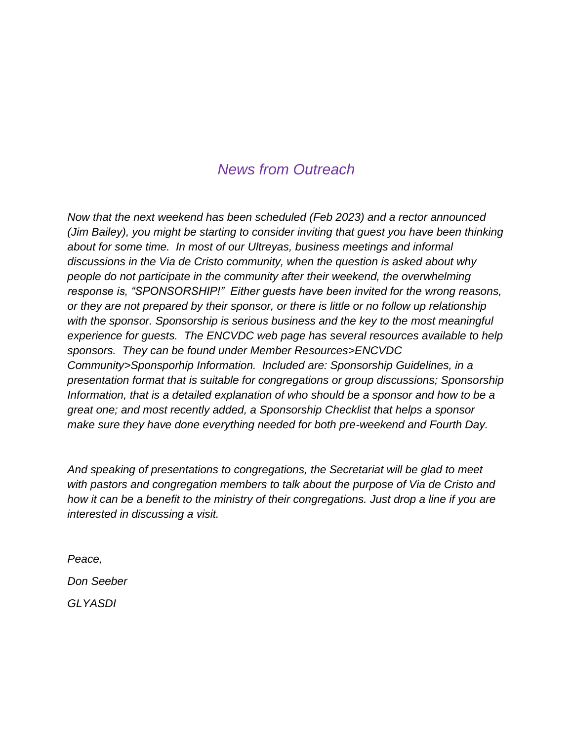## *News from Outreach*

*Now that the next weekend has been scheduled (Feb 2023) and a rector announced (Jim Bailey), you might be starting to consider inviting that guest you have been thinking about for some time. In most of our Ultreyas, business meetings and informal discussions in the Via de Cristo community, when the question is asked about why people do not participate in the community after their weekend, the overwhelming response is, "SPONSORSHIP!" Either guests have been invited for the wrong reasons, or they are not prepared by their sponsor, or there is little or no follow up relationship with the sponsor. Sponsorship is serious business and the key to the most meaningful experience for guests. The ENCVDC web page has several resources available to help sponsors. They can be found under Member Resources>ENCVDC Community>Sponsporhip Information. Included are: Sponsorship Guidelines, in a presentation format that is suitable for congregations or group discussions; Sponsorship Information, that is a detailed explanation of who should be a sponsor and how to be a great one; and most recently added, a Sponsorship Checklist that helps a sponsor make sure they have done everything needed for both pre-weekend and Fourth Day.*

*And speaking of presentations to congregations, the Secretariat will be glad to meet with pastors and congregation members to talk about the purpose of Via de Cristo and how it can be a benefit to the ministry of their congregations. Just drop a line if you are interested in discussing a visit.*

*Peace,*

*Don Seeber*

*GLYASDI*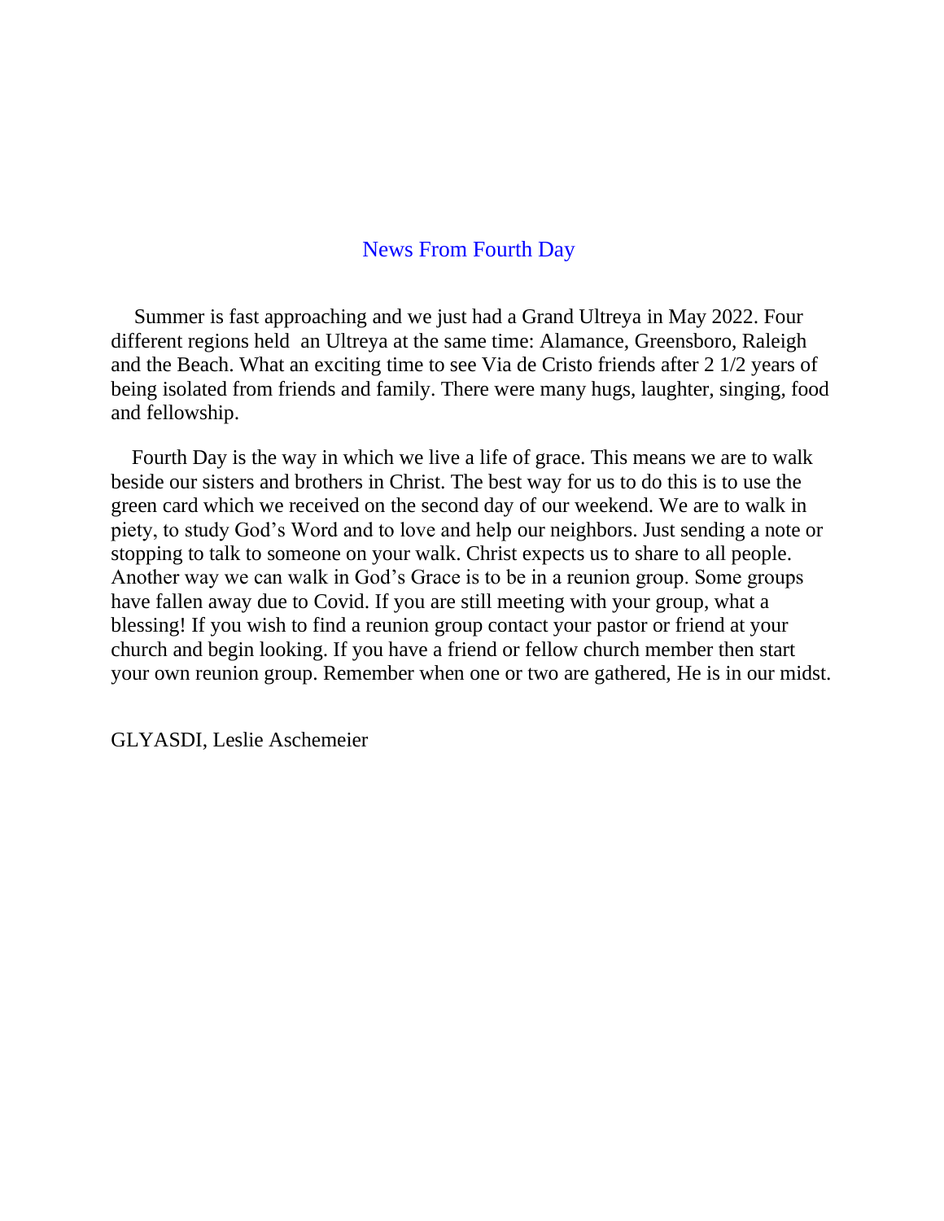## News From Fourth Day

Summer is fast approaching and we just had a Grand Ultreya in May 2022. Four different regions held an Ultreya at the same time: Alamance, Greensboro, Raleigh and the Beach. What an exciting time to see Via de Cristo friends after 2 1/2 years of being isolated from friends and family. There were many hugs, laughter, singing, food and fellowship.

Fourth Day is the way in which we live a life of grace. This means we are to walk beside our sisters and brothers in Christ. The best way for us to do this is to use the green card which we received on the second day of our weekend. We are to walk in piety, to study God's Word and to love and help our neighbors. Just sending a note or stopping to talk to someone on your walk. Christ expects us to share to all people. Another way we can walk in God's Grace is to be in a reunion group. Some groups have fallen away due to Covid. If you are still meeting with your group, what a blessing! If you wish to find a reunion group contact your pastor or friend at your church and begin looking. If you have a friend or fellow church member then start your own reunion group. Remember when one or two are gathered, He is in our midst.

GLYASDI, Leslie Aschemeier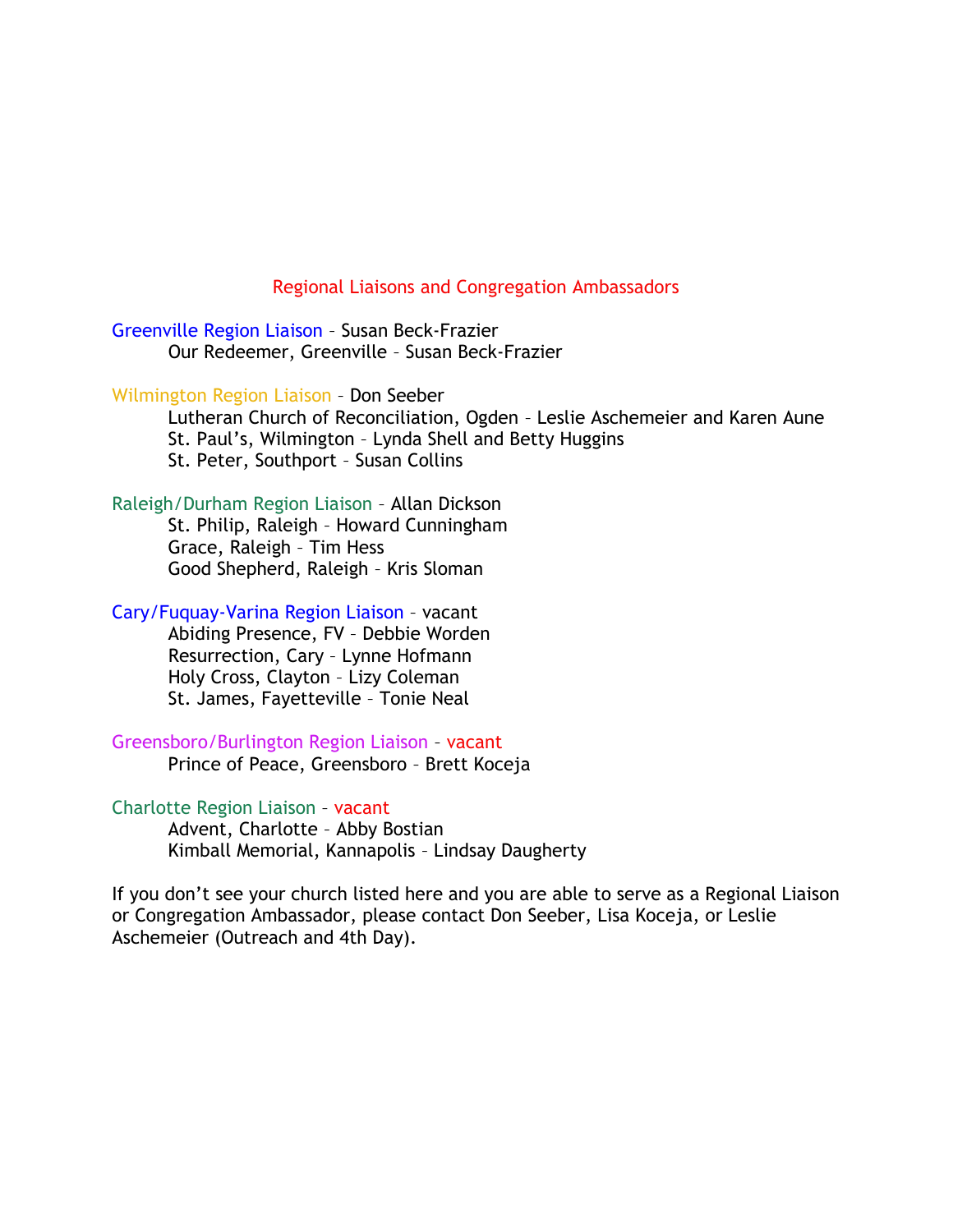## Regional Liaisons and Congregation Ambassadors

**Greenville Region Liaison** – Susan Beck-Frazier

- Our Redeemer, Greenville – Susan Beck-Frazier

**Wilmington Region Liaison** – Don Seeber

- Lutheran Church of Reconciliation, Ogden – Leslie Aschemeier and Karen Aune
- St. Paul's, Wilmington – Lynda Shell and Betty Huggins
- St. Peter, Southport – Susan Collins

**Raleigh/Durham Region Liaison** – Allan Dickson

- St. Philip, Raleigh – Howard Cunningham
- Grace, Raleigh – Tim Hess
- Good Shepherd, Raleigh – Kris Sloman

**Cary/Fuquay-Varina Region Liaison** – vacant

- Abiding Presence, FV – Debbie Worden
- Resurrection, Cary – Lynne Hofmann
- Holy Cross, Clayton – Lizy Coleman
- St. James, Fayetteville – Tonie Neal

**Greensboro/Burlington Region Liaison** – vacant

- Prince of Peace, Greensboro – Brett Koceja

**Charlotte Region Liaison** – vacant

- Advent, Charlotte – Abby Bostian
- Kimball Memorial, Kannapolis – Lindsay Daugherty

If you don't see your church listed here and you are able to serve as a Regional Liaison or Congregation Ambassador, please contact Don Seeber, Lisa Koceja, or Leslie Aschemeier (Outreach and 4th Day).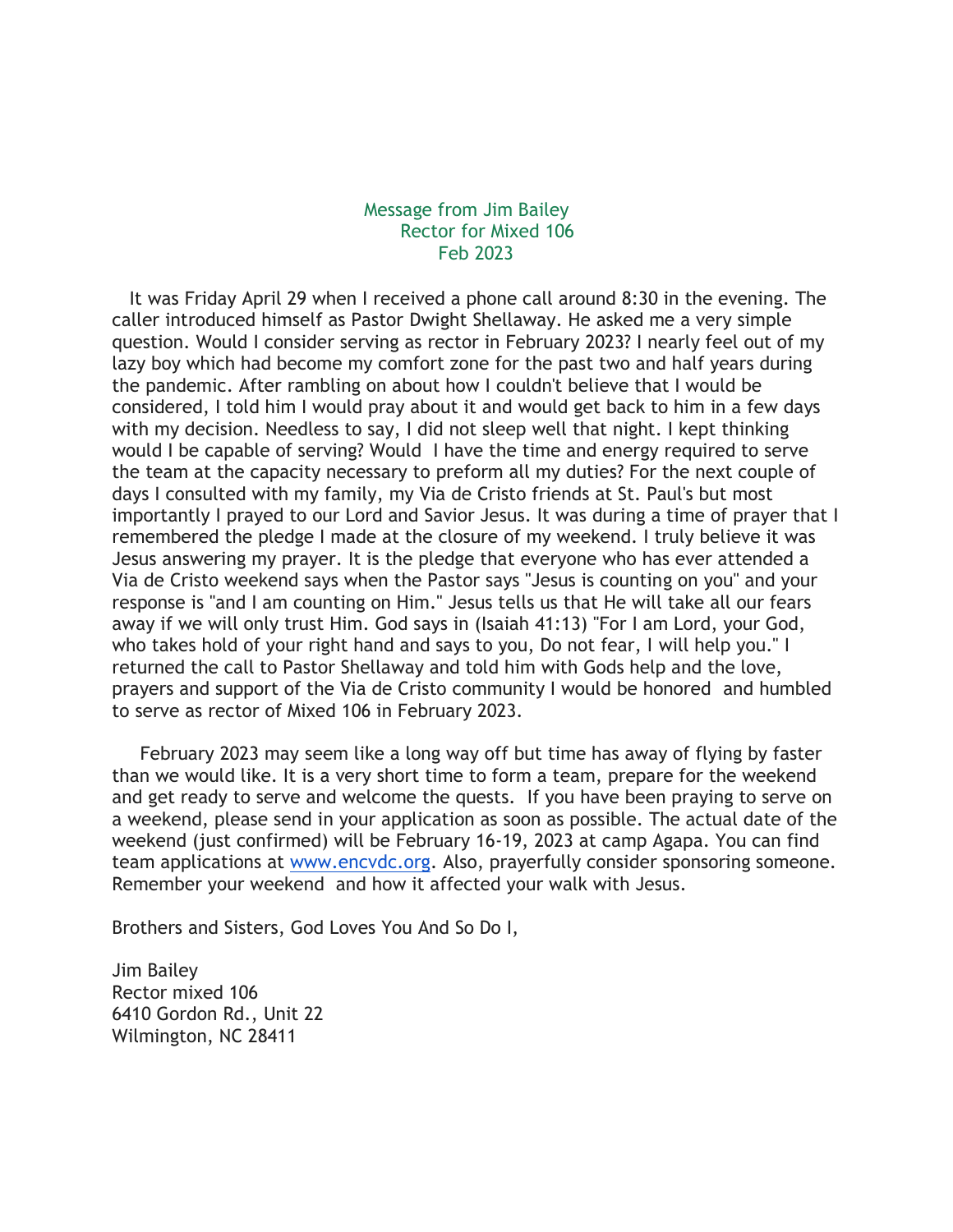Message from Jim Bailey
Rector for Mixed 106
Feb 2023

It was Friday April 29 when I received a phone call around 8:30 in the evening. The caller introduced himself as Pastor Dwight Shellaway. He asked me a very simple question. Would I consider serving as rector in February 2023? I nearly feel out of my lazy boy which had become my comfort zone for the past two and half years during the pandemic. After rambling on about how I couldn't believe that I would be considered, I told him I would pray about it and would get back to him in a few days with my decision. Needless to say, I did not sleep well that night. I kept thinking would I be capable of serving? Would I have the time and energy required to serve the team at the capacity necessary to preform all my duties? For the next couple of days I consulted with my family, my Via de Cristo friends at St. Paul's but most importantly I prayed to our Lord and Savior Jesus. It was during a time of prayer that I remembered the pledge I made at the closure of my weekend. I truly believe it was Jesus answering my prayer. It is the pledge that everyone who has ever attended a Via de Cristo weekend says when the Pastor says "Jesus is counting on you" and your response is "and I am counting on Him." Jesus tells us that He will take all our fears away if we will only trust Him. God says in (Isaiah 41:13) "For I am Lord, your God, who takes hold of your right hand and says to you, Do not fear, I will help you." I returned the call to Pastor Shellaway and told him with Gods help and the love, prayers and support of the Via de Cristo community I would be honored and humbled to serve as rector of Mixed 106 in February 2023.

February 2023 may seem like a long way off but time has away of flying by faster than we would like. It is a very short time to form a team, prepare for the weekend and get ready to serve and welcome the quests. If you have been praying to serve on a weekend, please send in your application as soon as possible. The actual date of the weekend (just confirmed) will be February 16-19, 2023 at camp Agapa. You can find team applications at [www.encvdc.org](www.encvdc.org). Also, prayerfully consider sponsoring someone. Remember your weekend and how it affected your walk with Jesus.

Brothers and Sisters, God Loves You And So Do I,

Jim Bailey
Rector mixed 106
6410 Gordon Rd., Unit 22
Wilmington, NC 28411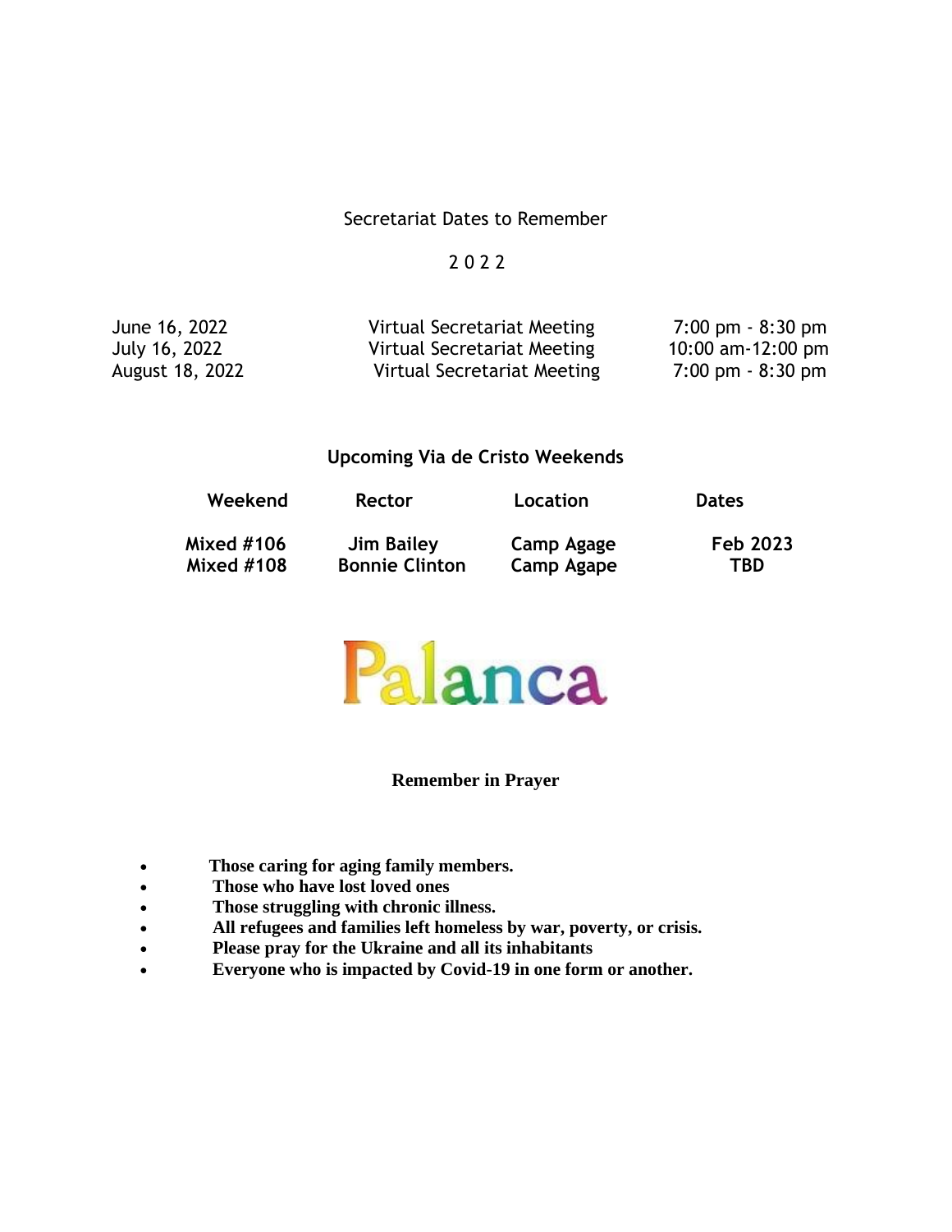Secretariat Dates to Remember

2 0 2 2

| | | |
|---|---|---|
| June 16, 2022 | Virtual Secretariat Meeting | 7:00 pm - 8:30 pm |
| July 16, 2022 | Virtual Secretariat Meeting | 10:00 am-12:00 pm |
| August 18, 2022 | Virtual Secretariat Meeting | 7:00 pm - 8:30 pm |

**Upcoming Via de Cristo Weekends**

| Weekend | Rector | Location | Dates |
|---|---|---|---|
| **Mixed #106** | **Jim Bailey** | **Camp Agage** | **Feb 2023** |
| **Mixed #108** | **Bonnie Clinton** | **Camp Agape** | **TBD** |

Palanca

**Remember in Prayer**

- **Those caring for aging family members.**
- **Those who have lost loved ones**
- **Those struggling with chronic illness.**
- **All refugees and families left homeless by war, poverty, or crisis.**
- **Please pray for the Ukraine and all its inhabitants**
- **Everyone who is impacted by Covid-19 in one form or another.**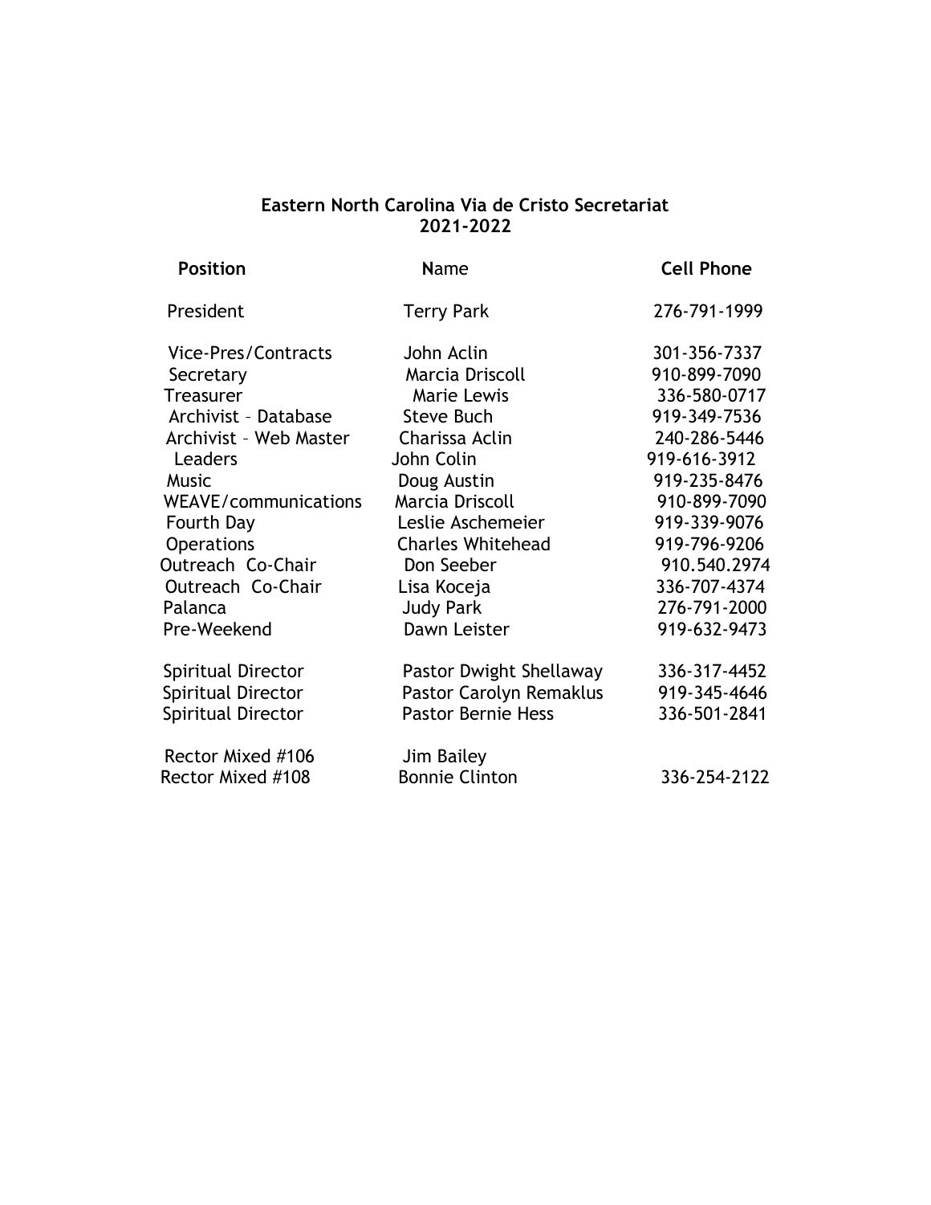**Eastern North Carolina Via de Cristo Secretariat**
**2021-2022**

| Position | Name | Cell Phone |
| --- | --- | --- |
| President | Terry Park | 276-791-1999 |
| Vice-Pres/Contracts | John Aclin | 301-356-7337 |
| Secretary | Marcia Driscoll | 910-899-7090 |
| Treasurer | Marie Lewis | 336-580-0717 |
| Archivist – Database | Steve Buch | 919-349-7536 |
| Archivist – Web Master | Charissa Aclin | 240-286-5446 |
| Leaders | John Colin | 919-616-3912 |
| Music | Doug Austin | 919-235-8476 |
| WEAVE/communications | Marcia Driscoll | 910-899-7090 |
| Fourth Day | Leslie Aschemeier | 919-339-9076 |
| Operations | Charles Whitehead | 919-796-9206 |
| Outreach Co-Chair | Don Seeber | 910.540.2974 |
| Outreach Co-Chair | Lisa Koceja | 336-707-4374 |
| Palanca | Judy Park | 276-791-2000 |
| Pre-Weekend | Dawn Leister | 919-632-9473 |
| Spiritual Director | Pastor Dwight Shellaway | 336-317-4452 |
| Spiritual Director | Pastor Carolyn Remaklus | 919-345-4646 |
| Spiritual Director | Pastor Bernie Hess | 336-501-2841 |
| Rector Mixed #106 | Jim Bailey | |
| Rector Mixed #108 | Bonnie Clinton | 336-254-2122 |